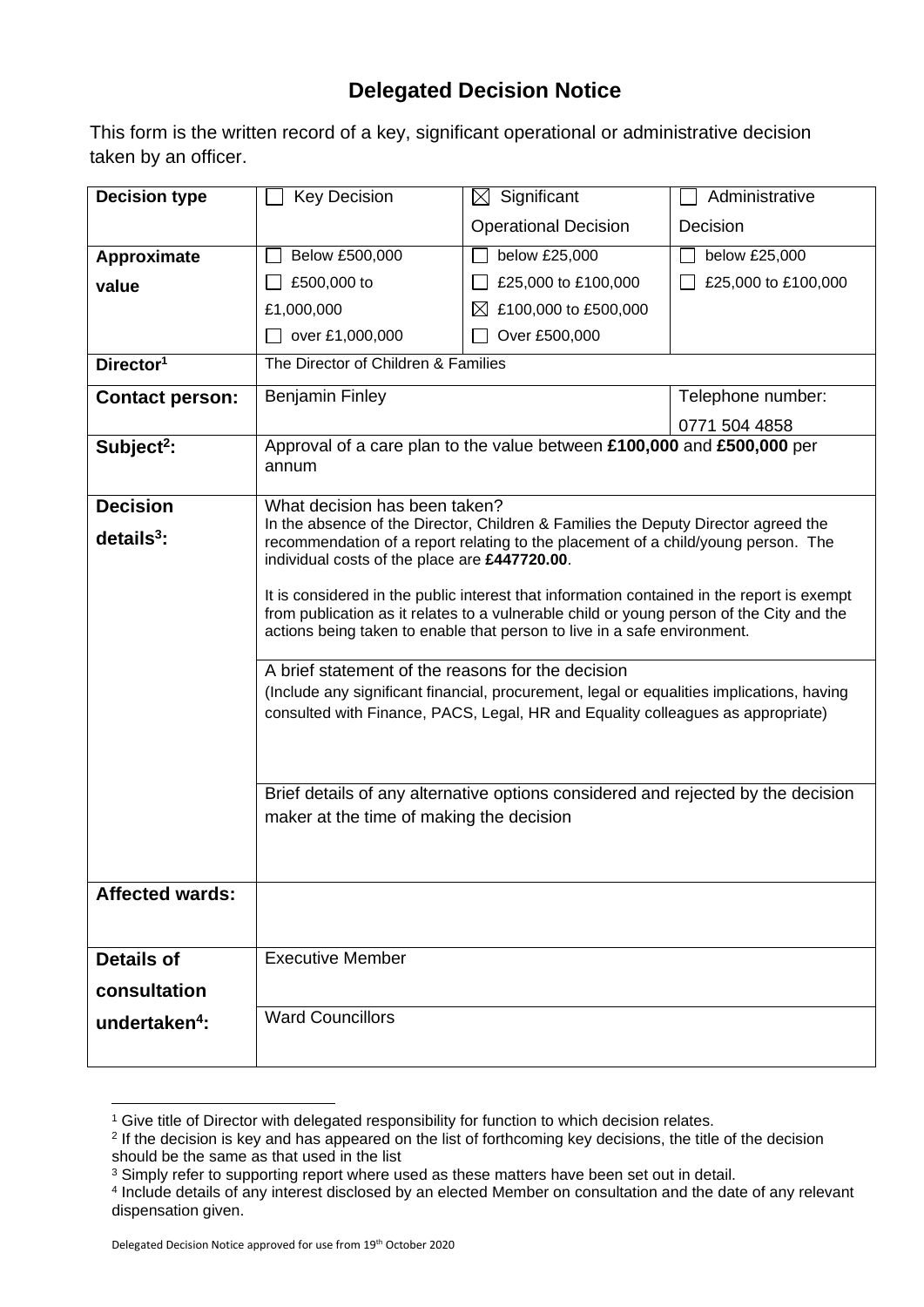# Delegated Decision Notice

This form is the written record of a key, significant operational or administrative decision taken by an officer.

| | | | |
|---|---|---|---|
| **Decision type** | ☐ Key Decision | ☒ Significant Operational Decision | ☐ Administrative Decision |
| **Approximate value** | ☐ Below £500,000<br>☐ £500,000 to £1,000,000<br>☐ over £1,000,000 | ☐ below £25,000<br>☐ £25,000 to £100,000<br>☒ £100,000 to £500,000<br>☐ Over £500,000 | ☐ below £25,000<br>☐ £25,000 to £100,000 |
| **Director[1]** | The Director of Children & Families | | |
| **Contact person:** | Benjamin Finley | | Telephone number:<br>0771 504 4858 |
| **Subject[2]:** | Approval of a care plan to the value between **£100,000** and **£500,000** per annum | | |
| **Decision details[3]:** | What decision has been taken?<br>In the absence of the Director, Children & Families the Deputy Director agreed the recommendation of a report relating to the placement of a child/young person. The individual costs of the place are **£447720.00**.<br><br>It is considered in the public interest that information contained in the report is exempt from publication as it relates to a vulnerable child or young person of the City and the actions being taken to enable that person to live in a safe environment. | | |
| | A brief statement of the reasons for the decision<br>(Include any significant financial, procurement, legal or equalities implications, having consulted with Finance, PACS, Legal, HR and Equality colleagues as appropriate) | | |
| | Brief details of any alternative options considered and rejected by the decision maker at the time of making the decision | | |
| **Affected wards:** | | | |
| **Details of consultation undertaken[4]:** | Executive Member | | |
| | Ward Councillors | | |

[1] Give title of Director with delegated responsibility for function to which decision relates.
[2] If the decision is key and has appeared on the list of forthcoming key decisions, the title of the decision should be the same as that used in the list
[3] Simply refer to supporting report where used as these matters have been set out in detail.
[4] Include details of any interest disclosed by an elected Member on consultation and the date of any relevant dispensation given.

Delegated Decision Notice approved for use from 19th October 2020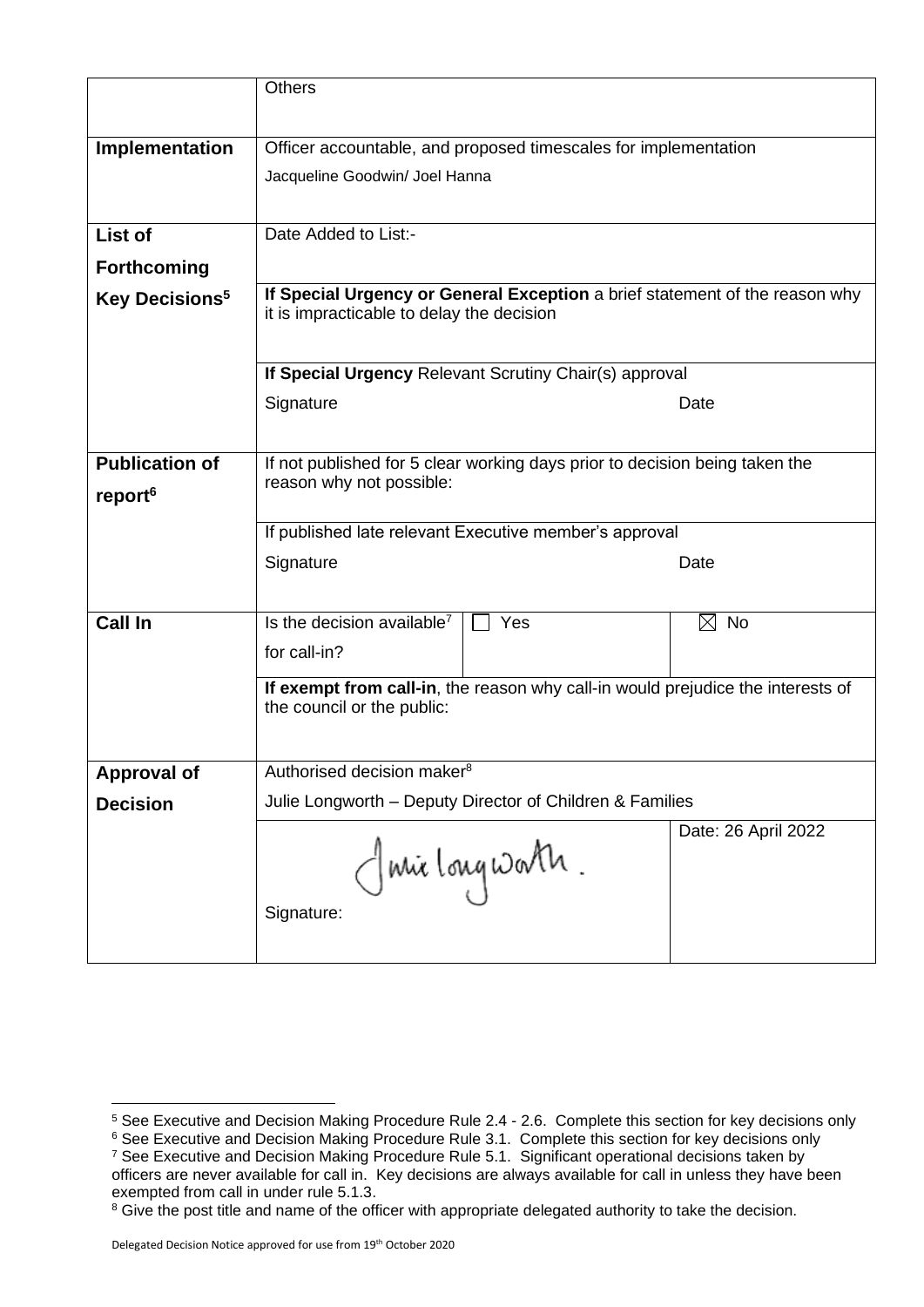| | | | |
|---|---|---|---|
| | Others | | |
| **Implementation** | Officer accountable, and proposed timescales for implementation<br>Jacqueline Goodwin/ Joel Hanna | | |
| **List of Forthcoming Key Decisions**[5] | Date Added to List:- | | |
| | **If Special Urgency or General Exception** a brief statement of the reason why it is impracticable to delay the decision | | |
| | **If Special Urgency** Relevant Scrutiny Chair(s) approval<br>Signature | | Date |
| **Publication of report**[6] | If not published for 5 clear working days prior to decision being taken the reason why not possible: | | |
| | If published late relevant Executive member's approval<br>Signature | | Date |
| **Call In** | Is the decision available[7] for call-in? | ☐ Yes | ☒ No |
| | **If exempt from call-in**, the reason why call-in would prejudice the interests of the council or the public: | | |
| **Approval of Decision** | Authorised decision maker[8]<br>Julie Longworth – Deputy Director of Children & Families | | |
| | Signature: Julie Longworth. | | Date: 26 April 2022 |

[5] See Executive and Decision Making Procedure Rule 2.4 - 2.6. Complete this section for key decisions only
[6] See Executive and Decision Making Procedure Rule 3.1. Complete this section for key decisions only
[7] See Executive and Decision Making Procedure Rule 5.1. Significant operational decisions taken by officers are never available for call in. Key decisions are always available for call in unless they have been exempted from call in under rule 5.1.3.
[8] Give the post title and name of the officer with appropriate delegated authority to take the decision.

Delegated Decision Notice approved for use from 19th October 2020